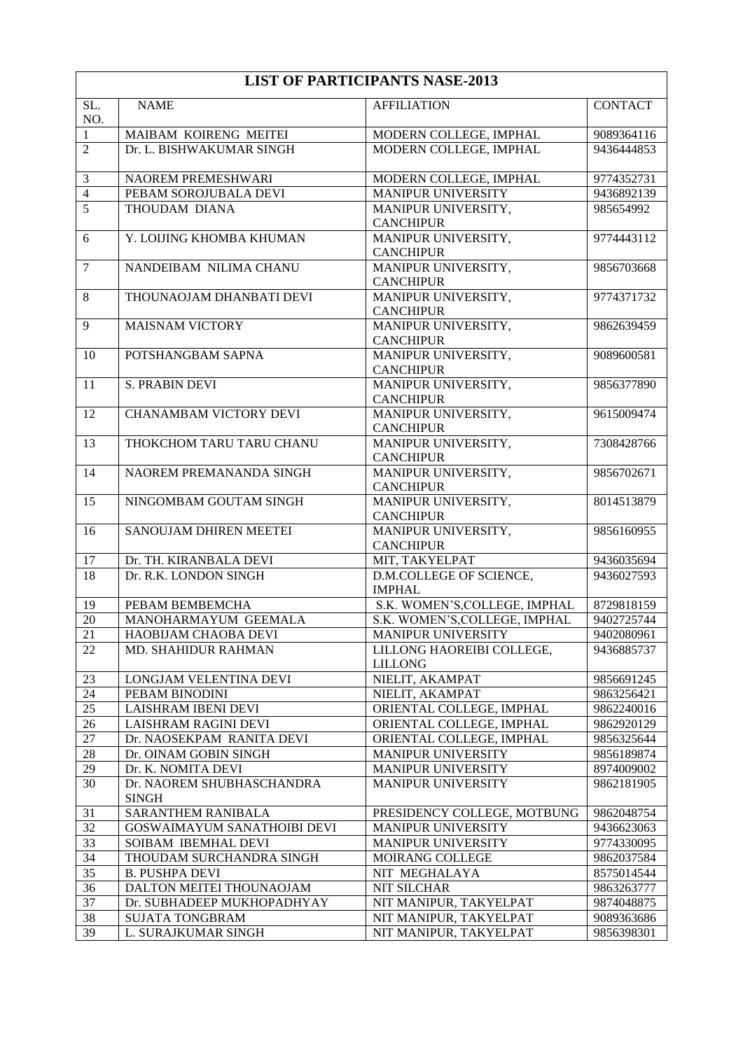# LIST OF PARTICIPANTS NASE-2013

| SL. NO. | NAME | AFFILIATION | CONTACT |
|---|---|---|---|
| 1 | MAIBAM KOIRENG MEITEI | MODERN COLLEGE, IMPHAL | 9089364116 |
| 2 | Dr. L. BISHWAKUMAR SINGH | MODERN COLLEGE, IMPHAL | 9436444853 |
| 3 | NAOREM PREMESHWARI | MODERN COLLEGE, IMPHAL | 9774352731 |
| 4 | PEBAM SOROJUBALA DEVI | MANIPUR UNIVERSITY | 9436892139 |
| 5 | THOUDAM DIANA | MANIPUR UNIVERSITY, CANCHIPUR | 985654992 |
| 6 | Y. LOIJING KHOMBA KHUMAN | MANIPUR UNIVERSITY, CANCHIPUR | 9774443112 |
| 7 | NANDEIBAM NILIMA CHANU | MANIPUR UNIVERSITY, CANCHIPUR | 9856703668 |
| 8 | THOUNAOJAM DHANBATI DEVI | MANIPUR UNIVERSITY, CANCHIPUR | 9774371732 |
| 9 | MAISNAM VICTORY | MANIPUR UNIVERSITY, CANCHIPUR | 9862639459 |
| 10 | POTSHANGBAM SAPNA | MANIPUR UNIVERSITY, CANCHIPUR | 9089600581 |
| 11 | S. PRABIN DEVI | MANIPUR UNIVERSITY, CANCHIPUR | 9856377890 |
| 12 | CHANAMBAM VICTORY DEVI | MANIPUR UNIVERSITY, CANCHIPUR | 9615009474 |
| 13 | THOKCHOM TARU TARU CHANU | MANIPUR UNIVERSITY, CANCHIPUR | 7308428766 |
| 14 | NAOREM PREMANANDA SINGH | MANIPUR UNIVERSITY, CANCHIPUR | 9856702671 |
| 15 | NINGOMBAM GOUTAM SINGH | MANIPUR UNIVERSITY, CANCHIPUR | 8014513879 |
| 16 | SANOUJAM DHIREN MEETEI | MANIPUR UNIVERSITY, CANCHIPUR | 9856160955 |
| 17 | Dr. TH. KIRANBALA DEVI | MIT, TAKYELPAT | 9436035694 |
| 18 | Dr. R.K. LONDON SINGH | D.M.COLLEGE OF SCIENCE, IMPHAL | 9436027593 |
| 19 | PEBAM BEMBEMCHA | S.K. WOMEN'S,COLLEGE, IMPHAL | 8729818159 |
| 20 | MANOHARMAYUM GEEMALA | S.K. WOMEN'S,COLLEGE, IMPHAL | 9402725744 |
| 21 | HAOBIJAM CHAOBA DEVI | MANIPUR UNIVERSITY | 9402080961 |
| 22 | MD. SHAHIDUR RAHMAN | LILLONG HAOREIBI COLLEGE, LILLONG | 9436885737 |
| 23 | LONGJAM VELENTINA DEVI | NIELIT, AKAMPAT | 9856691245 |
| 24 | PEBAM BINODINI | NIELIT, AKAMPAT | 9863256421 |
| 25 | LAISHRAM IBENI DEVI | ORIENTAL COLLEGE, IMPHAL | 9862240016 |
| 26 | LAISHRAM RAGINI DEVI | ORIENTAL COLLEGE, IMPHAL | 9862920129 |
| 27 | Dr. NAOSEKPAM RANITA DEVI | ORIENTAL COLLEGE, IMPHAL | 9856325644 |
| 28 | Dr. OINAM GOBIN SINGH | MANIPUR UNIVERSITY | 9856189874 |
| 29 | Dr. K. NOMITA DEVI | MANIPUR UNIVERSITY | 8974009002 |
| 30 | Dr. NAOREM SHUBHASCHANDRA SINGH | MANIPUR UNIVERSITY | 9862181905 |
| 31 | SARANTHEM RANIBALA | PRESIDENCY COLLEGE, MOTBUNG | 9862048754 |
| 32 | GOSWAIMAYUM SANATHOIBI DEVI | MANIPUR UNIVERSITY | 9436623063 |
| 33 | SOIBAM IBEMHAL DEVI | MANIPUR UNIVERSITY | 9774330095 |
| 34 | THOUDAM SURCHANDRA SINGH | MOIRANG COLLEGE | 9862037584 |
| 35 | B. PUSHPA DEVI | NIT MEGHALAYA | 8575014544 |
| 36 | DALTON MEITEI THOUNAOJAM | NIT SILCHAR | 9863263777 |
| 37 | Dr. SUBHADEEP MUKHOPADHYAY | NIT MANIPUR, TAKYELPAT | 9874048875 |
| 38 | SUJATA TONGBRAM | NIT MANIPUR, TAKYELPAT | 9089363686 |
| 39 | L. SURAJKUMAR SINGH | NIT MANIPUR, TAKYELPAT | 9856398301 |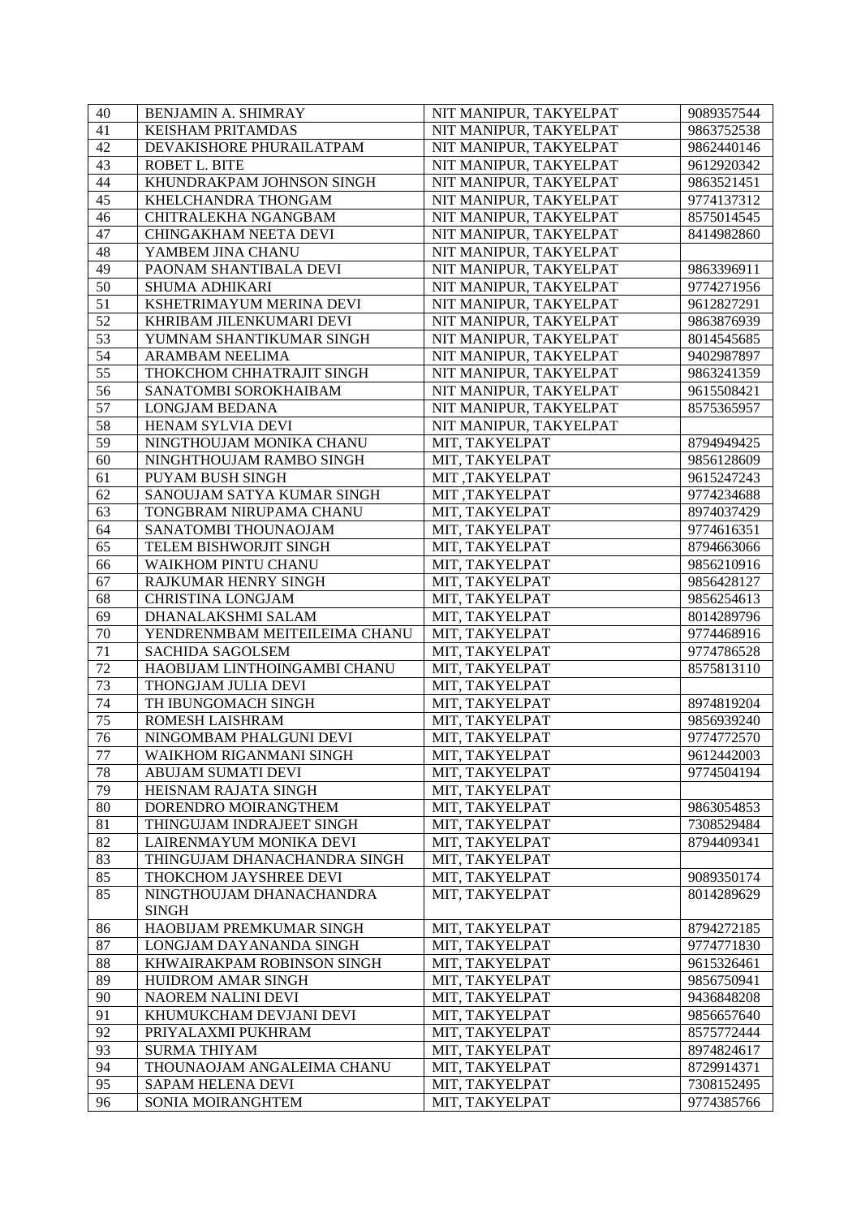| 40 | BENJAMIN A. SHIMRAY | NIT MANIPUR, TAKYELPAT | 9089357544 |
|---|---|---|---|
| 41 | KEISHAM PRITAMDAS | NIT MANIPUR, TAKYELPAT | 9863752538 |
| 42 | DEVAKISHORE PHURAILATPAM | NIT MANIPUR, TAKYELPAT | 9862440146 |
| 43 | ROBET L. BITE | NIT MANIPUR, TAKYELPAT | 9612920342 |
| 44 | KHUNDRAKPAM JOHNSON SINGH | NIT MANIPUR, TAKYELPAT | 9863521451 |
| 45 | KHELCHANDRA THONGAM | NIT MANIPUR, TAKYELPAT | 9774137312 |
| 46 | CHITRALEKHA NGANGBAM | NIT MANIPUR, TAKYELPAT | 8575014545 |
| 47 | CHINGAKHAM NEETA DEVI | NIT MANIPUR, TAKYELPAT | 8414982860 |
| 48 | YAMBEM JINA CHANU | NIT MANIPUR, TAKYELPAT | |
| 49 | PAONAM SHANTIBALA DEVI | NIT MANIPUR, TAKYELPAT | 9863396911 |
| 50 | SHUMA ADHIKARI | NIT MANIPUR, TAKYELPAT | 9774271956 |
| 51 | KSHETRIMAYUM MERINA DEVI | NIT MANIPUR, TAKYELPAT | 9612827291 |
| 52 | KHRIBAM JILENKUMARI DEVI | NIT MANIPUR, TAKYELPAT | 9863876939 |
| 53 | YUMNAM SHANTIKUMAR SINGH | NIT MANIPUR, TAKYELPAT | 8014545685 |
| 54 | ARAMBAM NEELIMA | NIT MANIPUR, TAKYELPAT | 9402987897 |
| 55 | THOKCHOM CHHATRAJIT SINGH | NIT MANIPUR, TAKYELPAT | 9863241359 |
| 56 | SANATOMBI SOROKHAIBAM | NIT MANIPUR, TAKYELPAT | 9615508421 |
| 57 | LONGJAM BEDANA | NIT MANIPUR, TAKYELPAT | 8575365957 |
| 58 | HENAM SYLVIA DEVI | NIT MANIPUR, TAKYELPAT | |
| 59 | NINGTHOUJAM MONIKA CHANU | MIT, TAKYELPAT | 8794949425 |
| 60 | NINGHTHOUJAM RAMBO SINGH | MIT, TAKYELPAT | 9856128609 |
| 61 | PUYAM BUSH SINGH | MIT ,TAKYELPAT | 9615247243 |
| 62 | SANOUJAM SATYA KUMAR SINGH | MIT ,TAKYELPAT | 9774234688 |
| 63 | TONGBRAM NIRUPAMA CHANU | MIT, TAKYELPAT | 8974037429 |
| 64 | SANATOMBI THOUNAOJAM | MIT, TAKYELPAT | 9774616351 |
| 65 | TELEM BISHWORJIT SINGH | MIT, TAKYELPAT | 8794663066 |
| 66 | WAIKHOM PINTU CHANU | MIT, TAKYELPAT | 9856210916 |
| 67 | RAJKUMAR HENRY SINGH | MIT, TAKYELPAT | 9856428127 |
| 68 | CHRISTINA LONGJAM | MIT, TAKYELPAT | 9856254613 |
| 69 | DHANALAKSHMI SALAM | MIT, TAKYELPAT | 8014289796 |
| 70 | YENDRENMBAM MEITEILEIMA CHANU | MIT, TAKYELPAT | 9774468916 |
| 71 | SACHIDA SAGOLSEM | MIT, TAKYELPAT | 9774786528 |
| 72 | HAOBIJAM LINTHOINGAMBI CHANU | MIT, TAKYELPAT | 8575813110 |
| 73 | THONGJAM JULIA DEVI | MIT, TAKYELPAT | |
| 74 | TH IBUNGOMACH SINGH | MIT, TAKYELPAT | 8974819204 |
| 75 | ROMESH LAISHRAM | MIT, TAKYELPAT | 9856939240 |
| 76 | NINGOMBAM PHALGUNI DEVI | MIT, TAKYELPAT | 9774772570 |
| 77 | WAIKHOM RIGANMANI SINGH | MIT, TAKYELPAT | 9612442003 |
| 78 | ABUJAM SUMATI DEVI | MIT, TAKYELPAT | 9774504194 |
| 79 | HEISNAM RAJATA SINGH | MIT, TAKYELPAT | |
| 80 | DORENDRO MOIRANGTHEM | MIT, TAKYELPAT | 9863054853 |
| 81 | THINGUJAM INDRAJEET SINGH | MIT, TAKYELPAT | 7308529484 |
| 82 | LAIRENMAYUM MONIKA DEVI | MIT, TAKYELPAT | 8794409341 |
| 83 | THINGUJAM DHANACHANDRA SINGH | MIT, TAKYELPAT | |
| 85 | THOKCHOM JAYSHREE DEVI | MIT, TAKYELPAT | 9089350174 |
| 85 | NINGTHOUJAM DHANACHANDRA SINGH | MIT, TAKYELPAT | 8014289629 |
| 86 | HAOBIJAM PREMKUMAR SINGH | MIT, TAKYELPAT | 8794272185 |
| 87 | LONGJAM DAYANANDA SINGH | MIT, TAKYELPAT | 9774771830 |
| 88 | KHWAIRAKPAM ROBINSON SINGH | MIT, TAKYELPAT | 9615326461 |
| 89 | HUIDROM AMAR SINGH | MIT, TAKYELPAT | 9856750941 |
| 90 | NAOREM NALINI DEVI | MIT, TAKYELPAT | 9436848208 |
| 91 | KHUMUKCHAM DEVJANI DEVI | MIT, TAKYELPAT | 9856657640 |
| 92 | PRIYALAXMI PUKHRAM | MIT, TAKYELPAT | 8575772444 |
| 93 | SURMA THIYAM | MIT, TAKYELPAT | 8974824617 |
| 94 | THOUNAOJAM ANGALEIMA CHANU | MIT, TAKYELPAT | 8729914371 |
| 95 | SAPAM HELENA DEVI | MIT, TAKYELPAT | 7308152495 |
| 96 | SONIA MOIRANGHTEM | MIT, TAKYELPAT | 9774385766 |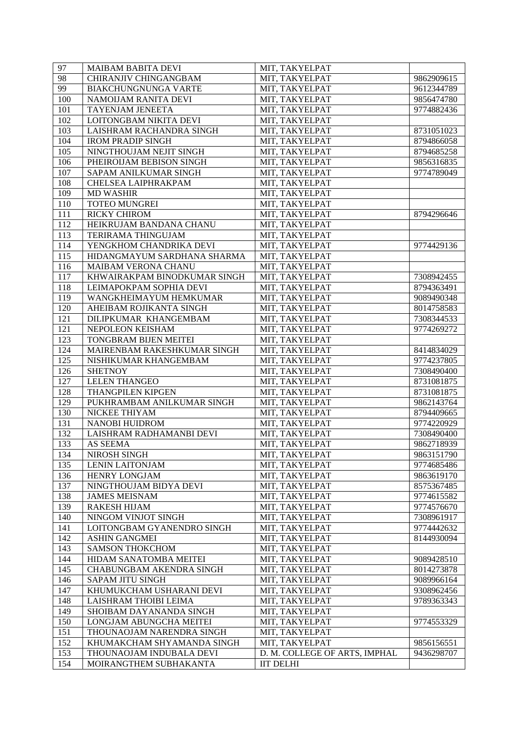| | | | |
|---|---|---|---|
| 97 | MAIBAM BABITA DEVI | MIT, TAKYELPAT | |
| 98 | CHIRANJIV CHINGANGBAM | MIT, TAKYELPAT | 9862909615 |
| 99 | BIAKCHUNGNUNGA VARTE | MIT, TAKYELPAT | 9612344789 |
| 100 | NAMOIJAM RANITA DEVI | MIT, TAKYELPAT | 9856474780 |
| 101 | TAYENJAM JENEETA | MIT, TAKYELPAT | 9774882436 |
| 102 | LOITONGBAM NIKITA DEVI | MIT, TAKYELPAT | |
| 103 | LAISHRAM RACHANDRA SINGH | MIT, TAKYELPAT | 8731051023 |
| 104 | IROM PRADIP SINGH | MIT, TAKYELPAT | 8794866058 |
| 105 | NINGTHOUJAM NEJIT SINGH | MIT, TAKYELPAT | 8794685258 |
| 106 | PHEIROIJAM BEBISON SINGH | MIT, TAKYELPAT | 9856316835 |
| 107 | SAPAM ANILKUMAR SINGH | MIT, TAKYELPAT | 9774789049 |
| 108 | CHELSEA LAIPHRAKPAM | MIT, TAKYELPAT | |
| 109 | MD WASHIR | MIT, TAKYELPAT | |
| 110 | TOTEO MUNGREI | MIT, TAKYELPAT | |
| 111 | RICKY CHIROM | MIT, TAKYELPAT | 8794296646 |
| 112 | HEIKRUJAM BANDANA CHANU | MIT, TAKYELPAT | |
| 113 | TERIRAMA THINGUJAM | MIT, TAKYELPAT | |
| 114 | YENGKHOM CHANDRIKA DEVI | MIT, TAKYELPAT | 9774429136 |
| 115 | HIDANGMAYUM SARDHANA SHARMA | MIT, TAKYELPAT | |
| 116 | MAIBAM VERONA CHANU | MIT, TAKYELPAT | |
| 117 | KHWAIRAKPAM BINODKUMAR SINGH | MIT, TAKYELPAT | 7308942455 |
| 118 | LEIMAPOKPAM SOPHIA DEVI | MIT, TAKYELPAT | 8794363491 |
| 119 | WANGKHEIMAYUM HEMKUMAR | MIT, TAKYELPAT | 9089490348 |
| 120 | AHEIBAM ROJIKANTA SINGH | MIT, TAKYELPAT | 8014758583 |
| 121 | DILIPKUMAR KHANGEMBAM | MIT, TAKYELPAT | 7308344533 |
| 121 | NEPOLEON KEISHAM | MIT, TAKYELPAT | 9774269272 |
| 123 | TONGBRAM BIJEN MEITEI | MIT, TAKYELPAT | |
| 124 | MAIRENBAM RAKESHKUMAR SINGH | MIT, TAKYELPAT | 8414834029 |
| 125 | NISHIKUMAR KHANGEMBAM | MIT, TAKYELPAT | 9774237805 |
| 126 | SHETNOY | MIT, TAKYELPAT | 7308490400 |
| 127 | LELEN THANGEO | MIT, TAKYELPAT | 8731081875 |
| 128 | THANGPILEN KIPGEN | MIT, TAKYELPAT | 8731081875 |
| 129 | PUKHRAMBAM ANILKUMAR SINGH | MIT, TAKYELPAT | 9862143764 |
| 130 | NICKEE THIYAM | MIT, TAKYELPAT | 8794409665 |
| 131 | NANOBI HUIDROM | MIT, TAKYELPAT | 9774220929 |
| 132 | LAISHRAM RADHAMANBI DEVI | MIT, TAKYELPAT | 7308490400 |
| 133 | AS SEEMA | MIT, TAKYELPAT | 9862718939 |
| 134 | NIROSH SINGH | MIT, TAKYELPAT | 9863151790 |
| 135 | LENIN LAITONJAM | MIT, TAKYELPAT | 9774685486 |
| 136 | HENRY LONGJAM | MIT, TAKYELPAT | 9863619170 |
| 137 | NINGTHOUJAM BIDYA DEVI | MIT, TAKYELPAT | 8575367485 |
| 138 | JAMES MEISNAM | MIT, TAKYELPAT | 9774615582 |
| 139 | RAKESH HIJAM | MIT, TAKYELPAT | 9774576670 |
| 140 | NINGOM VINJOT SINGH | MIT, TAKYELPAT | 7308961917 |
| 141 | LOITONGBAM GYANENDRO SINGH | MIT, TAKYELPAT | 9774442632 |
| 142 | ASHIN GANGMEI | MIT, TAKYELPAT | 8144930094 |
| 143 | SAMSON THOKCHOM | MIT, TAKYELPAT | |
| 144 | HIDAM SANATOMBA MEITEI | MIT, TAKYELPAT | 9089428510 |
| 145 | CHABUNGBAM AKENDRA SINGH | MIT, TAKYELPAT | 8014273878 |
| 146 | SAPAM JITU SINGH | MIT, TAKYELPAT | 9089966164 |
| 147 | KHUMUKCHAM USHARANI DEVI | MIT, TAKYELPAT | 9308962456 |
| 148 | LAISHRAM THOIBI LEIMA | MIT, TAKYELPAT | 9789363343 |
| 149 | SHOIBAM DAYANANDA SINGH | MIT, TAKYELPAT | |
| 150 | LONGJAM ABUNGCHA MEITEI | MIT, TAKYELPAT | 9774553329 |
| 151 | THOUNAOJAM NARENDRA SINGH | MIT, TAKYELPAT | |
| 152 | KHUMAKCHAM SHYAMANDA SINGH | MIT, TAKYELPAT | 9856156551 |
| 153 | THOUNAOJAM INDUBALA DEVI | D. M. COLLEGE OF ARTS, IMPHAL | 9436298707 |
| 154 | MOIRANGTHEM SUBHAKANTA | IIT DELHI | |